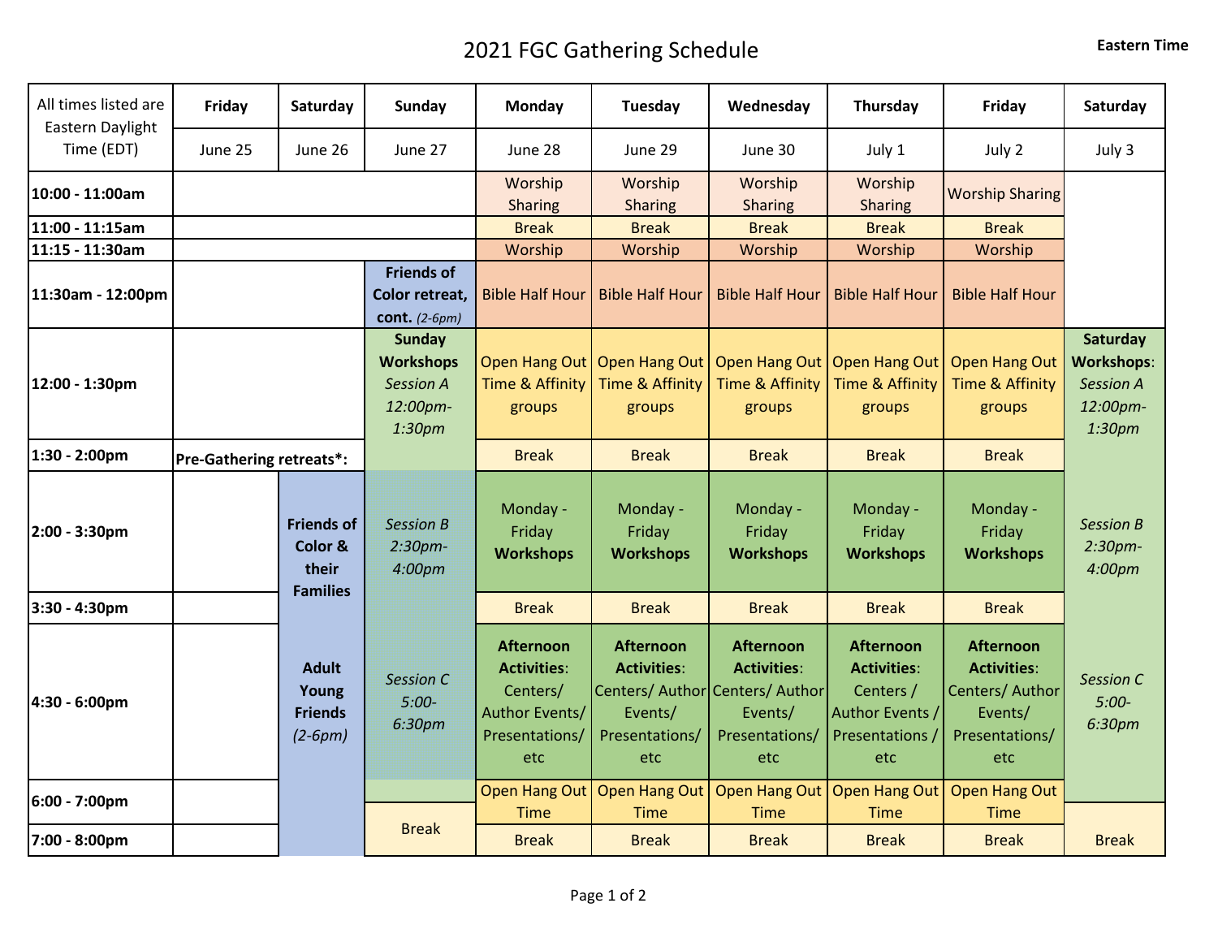# 2021 FGC Gathering Schedule

**Eastern Time**

| All times listed are Eastern Daylight Time (EDT) | **Friday** | **Saturday** | **Sunday** | **Monday** | **Tuesday** | **Wednesday** | **Thursday** | **Friday** | **Saturday** |
|---|---|---|---|---|---|---|---|---|---|
| | June 25 | June 26 | June 27 | June 28 | June 29 | June 30 | July 1 | July 2 | July 3 |
| **10:00 - 11:00am** | | | | Worship Sharing | Worship Sharing | Worship Sharing | Worship Sharing | Worship Sharing | |
| **11:00 - 11:15am** | | | | Break | Break | Break | Break | Break | |
| **11:15 - 11:30am** | | | | Worship | Worship | Worship | Worship | Worship | |
| **11:30am - 12:00pm** | | | **Friends of Color retreat, cont.** *(2-6pm)* | Bible Half Hour | Bible Half Hour | Bible Half Hour | Bible Half Hour | Bible Half Hour | |
| **12:00 - 1:30pm** | | | **Sunday Workshops** *Session A 12:00pm-1:30pm* | Open Hang Out Time & Affinity groups | Open Hang Out Time & Affinity groups | Open Hang Out Time & Affinity groups | Open Hang Out Time & Affinity groups | Open Hang Out Time & Affinity groups | **Saturday Workshops**: *Session A 12:00pm-1:30pm* |
| **1:30 - 2:00pm** | **Pre-Gathering retreats*:** | | | Break | Break | Break | Break | Break | |
| **2:00 - 3:30pm** | | **Friends of Color & their Families** | *Session B 2:30pm-4:00pm* | Monday - Friday **Workshops** | Monday - Friday **Workshops** | Monday - Friday **Workshops** | Monday - Friday **Workshops** | Monday - Friday **Workshops** | *Session B 2:30pm-4:00pm* |
| **3:30 - 4:30pm** | | | | Break | Break | Break | Break | Break | |
| **4:30 - 6:00pm** | | **Adult Young Friends** *(2-6pm)* | *Session C 5:00-6:30pm* | **Afternoon Activities**: Centers/ Author Events/ Presentations/ etc | **Afternoon Activities**: Centers/ Author Events/ Presentations/ etc | **Afternoon Activities**: Centers/ Author Events/ Presentations/ etc | **Afternoon Activities**: Centers / Author Events / Presentations / etc | **Afternoon Activities**: Centers/ Author Events/ Presentations/ etc | *Session C 5:00-6:30pm* |
| **6:00 - 7:00pm** | | | | Open Hang Out Time | Open Hang Out Time | Open Hang Out Time | Open Hang Out Time | Open Hang Out Time | |
| **7:00 - 8:00pm** | | | Break | Break | Break | Break | Break | Break | Break |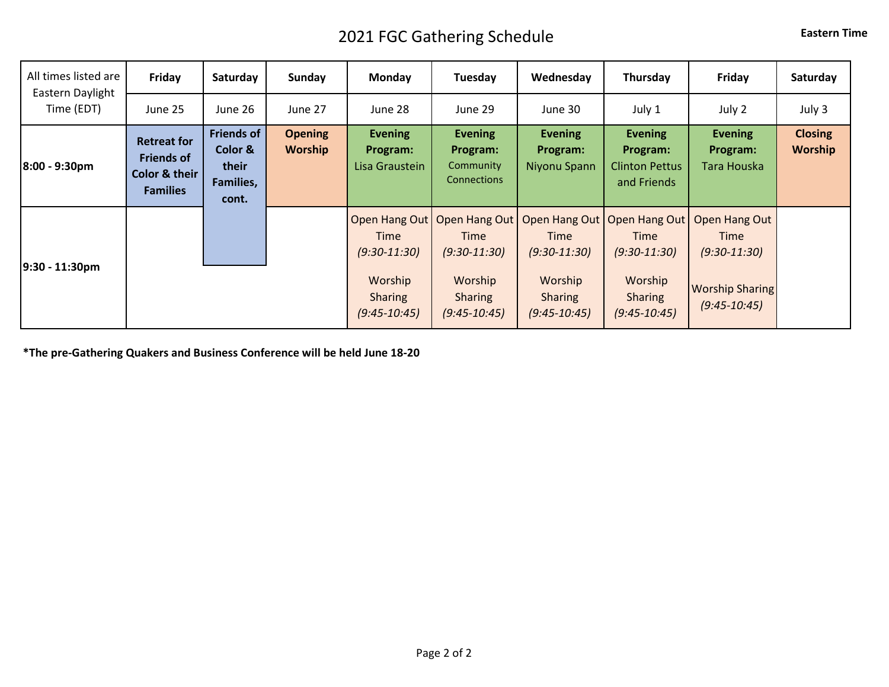# 2021 FGC Gathering Schedule

**Eastern Time**

| All times listed are Eastern Daylight Time (EDT) | Friday | Saturday | Sunday | Monday | Tuesday | Wednesday | Thursday | Friday | Saturday |
|---|---|---|---|---|---|---|---|---|---|
| | June 25 | June 26 | June 27 | June 28 | June 29 | June 30 | July 1 | July 2 | July 3 |
| **8:00 - 9:30pm** | **Retreat for Friends of Color & their Families** | **Friends of Color & their Families, cont.** | **Opening Worship** | **Evening Program:** Lisa Graustein | **Evening Program:** Community Connections | **Evening Program:** Niyonu Spann | **Evening Program:** Clinton Pettus and Friends | **Evening Program:** Tara Houska | **Closing Worship** |
| **9:30 - 11:30pm** | | | | Open Hang Out Time *(9:30-11:30)* Worship Sharing *(9:45-10:45)* | Open Hang Out Time *(9:30-11:30)* Worship Sharing *(9:45-10:45)* | Open Hang Out Time *(9:30-11:30)* Worship Sharing *(9:45-10:45)* | Open Hang Out Time *(9:30-11:30)* Worship Sharing *(9:45-10:45)* | Open Hang Out Time *(9:30-11:30)* Worship Sharing *(9:45-10:45)* | |

**\*The pre-Gathering Quakers and Business Conference will be held June 18-20**